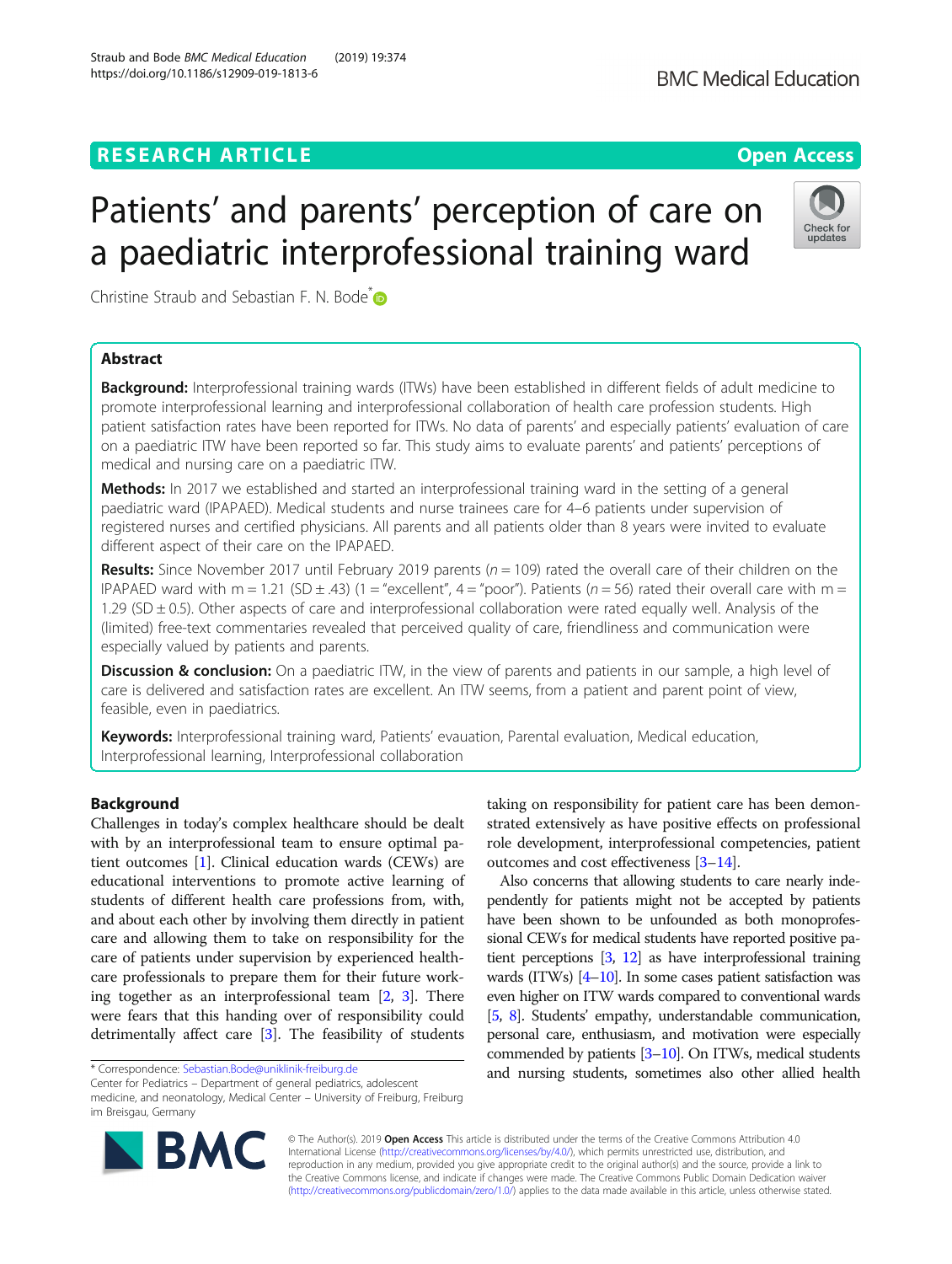RESEARCH ARTICLE

Open Access

# Patients' and parents' perception of care on a paediatric interprofessional training ward

Christine Straub and Sebastian F. N. Bode[*]

## Abstract

**Background:** Interprofessional training wards (ITWs) have been established in different fields of adult medicine to promote interprofessional learning and interprofessional collaboration of health care profession students. High patient satisfaction rates have been reported for ITWs. No data of parents' and especially patients' evaluation of care on a paediatric ITW have been reported so far. This study aims to evaluate parents' and patients' perceptions of medical and nursing care on a paediatric ITW.

**Methods:** In 2017 we established and started an interprofessional training ward in the setting of a general paediatric ward (IPAPAED). Medical students and nurse trainees care for 4–6 patients under supervision of registered nurses and certified physicians. All parents and all patients older than 8 years were invited to evaluate different aspect of their care on the IPAPAED.

**Results:** Since November 2017 until February 2019 parents ($n = 109$) rated the overall care of their children on the IPAPAED ward with m = 1.21 (SD ± .43) (1 = "excellent", 4 = "poor"). Patients ($n = 56$) rated their overall care with m = 1.29 (SD ± 0.5). Other aspects of care and interprofessional collaboration were rated equally well. Analysis of the (limited) free-text commentaries revealed that perceived quality of care, friendliness and communication were especially valued by patients and parents.

**Discussion & conclusion:** On a paediatric ITW, in the view of parents and patients in our sample, a high level of care is delivered and satisfaction rates are excellent. An ITW seems, from a patient and parent point of view, feasible, even in paediatrics.

**Keywords:** Interprofessional training ward, Patients' evauation, Parental evaluation, Medical education, Interprofessional learning, Interprofessional collaboration

## Background

Challenges in today's complex healthcare should be dealt with by an interprofessional team to ensure optimal patient outcomes [1]. Clinical education wards (CEWs) are educational interventions to promote active learning of students of different health care professions from, with, and about each other by involving them directly in patient care and allowing them to take on responsibility for the care of patients under supervision by experienced healthcare professionals to prepare them for their future working together as an interprofessional team [2, 3]. There were fears that this handing over of responsibility could detrimentally affect care [3]. The feasibility of students taking on responsibility for patient care has been demonstrated extensively as have positive effects on professional role development, interprofessional competencies, patient outcomes and cost effectiveness [3–14].

Also concerns that allowing students to care nearly independently for patients might not be accepted by patients have been shown to be unfounded as both monoprofessional CEWs for medical students have reported positive patient perceptions [3, 12] as have interprofessional training wards (ITWs) [4–10]. In some cases patient satisfaction was even higher on ITW wards compared to conventional wards [5, 8]. Students' empathy, understandable communication, personal care, enthusiasm, and motivation were especially commended by patients [3–10]. On ITWs, medical students and nursing students, sometimes also other allied health

---

* Correspondence: Sebastian.Bode@uniklinik-freiburg.de
Center for Pediatrics – Department of general pediatrics, adolescent medicine, and neonatology, Medical Center – University of Freiburg, Freiburg im Breisgau, Germany

© The Author(s). 2019 **Open Access** This article is distributed under the terms of the Creative Commons Attribution 4.0 International License (http://creativecommons.org/licenses/by/4.0/), which permits unrestricted use, distribution, and reproduction in any medium, provided you give appropriate credit to the original author(s) and the source, provide a link to the Creative Commons license, and indicate if changes were made. The Creative Commons Public Domain Dedication waiver (http://creativecommons.org/publicdomain/zero/1.0/) applies to the data made available in this article, unless otherwise stated.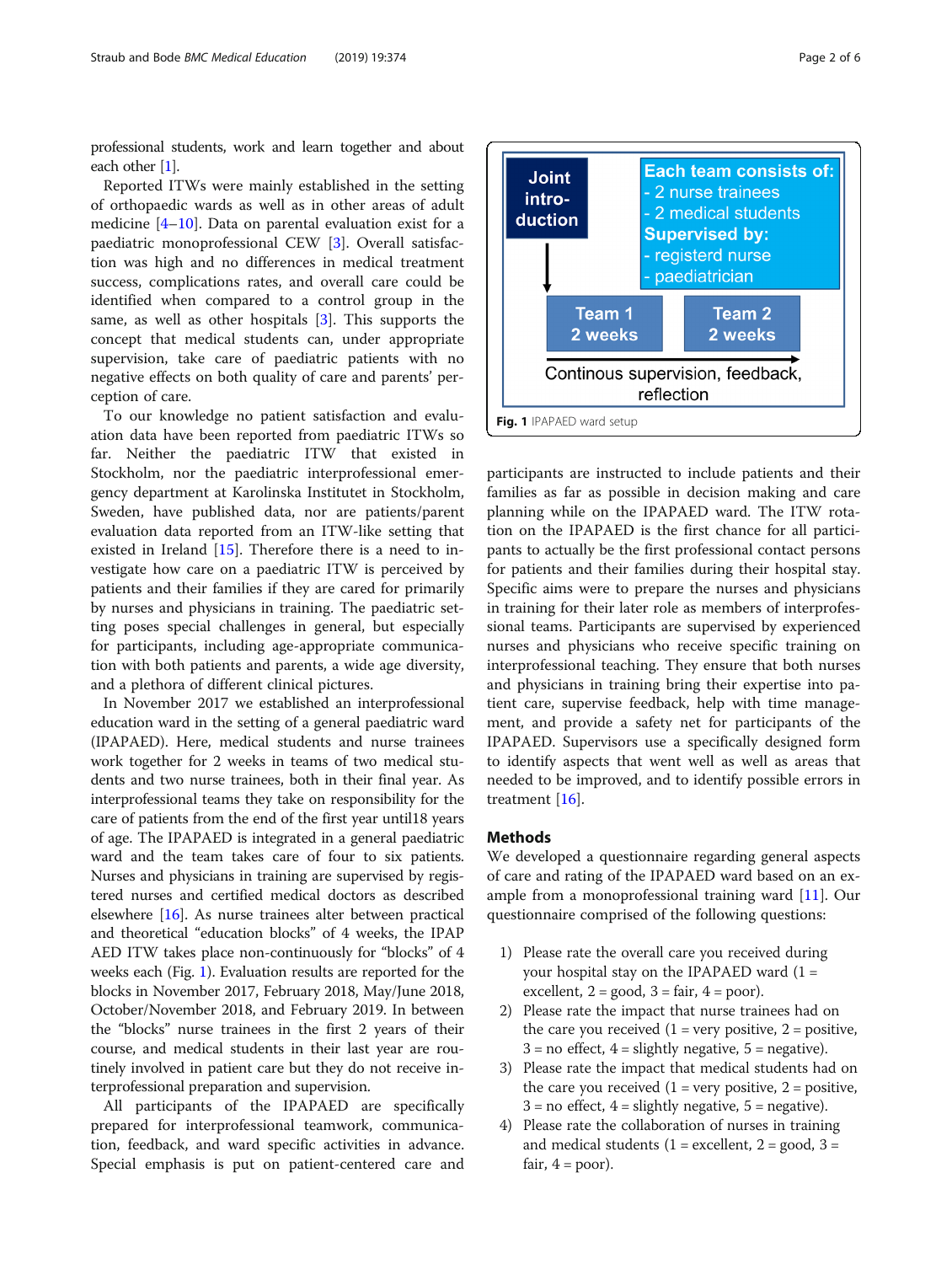professional students, work and learn together and about each other [1].

Reported ITWs were mainly established in the setting of orthopaedic wards as well as in other areas of adult medicine [4–10]. Data on parental evaluation exist for a paediatric monoprofessional CEW [3]. Overall satisfaction was high and no differences in medical treatment success, complications rates, and overall care could be identified when compared to a control group in the same, as well as other hospitals [3]. This supports the concept that medical students can, under appropriate supervision, take care of paediatric patients with no negative effects on both quality of care and parents' perception of care.

To our knowledge no patient satisfaction and evaluation data have been reported from paediatric ITWs so far. Neither the paediatric ITW that existed in Stockholm, nor the paediatric interprofessional emergency department at Karolinska Institutet in Stockholm, Sweden, have published data, nor are patients/parent evaluation data reported from an ITW-like setting that existed in Ireland [15]. Therefore there is a need to investigate how care on a paediatric ITW is perceived by patients and their families if they are cared for primarily by nurses and physicians in training. The paediatric setting poses special challenges in general, but especially for participants, including age-appropriate communication with both patients and parents, a wide age diversity, and a plethora of different clinical pictures.

In November 2017 we established an interprofessional education ward in the setting of a general paediatric ward (IPAPAED). Here, medical students and nurse trainees work together for 2 weeks in teams of two medical students and two nurse trainees, both in their final year. As interprofessional teams they take on responsibility for the care of patients from the end of the first year until18 years of age. The IPAPAED is integrated in a general paediatric ward and the team takes care of four to six patients. Nurses and physicians in training are supervised by registered nurses and certified medical doctors as described elsewhere [16]. As nurse trainees alter between practical and theoretical "education blocks" of 4 weeks, the IPAPAED ITW takes place non-continuously for "blocks" of 4 weeks each (Fig. 1). Evaluation results are reported for the blocks in November 2017, February 2018, May/June 2018, October/November 2018, and February 2019. In between the "blocks" nurse trainees in the first 2 years of their course, and medical students in their last year are routinely involved in patient care but they do not receive interprofessional preparation and supervision.

All participants of the IPAPAED are specifically prepared for interprofessional teamwork, communication, feedback, and ward specific activities in advance. Special emphasis is put on patient-centered care and

Joint introduction → Team 1 2 weeks → Team 2 2 weeks

Each team consists of:
- 2 nurse trainees
- 2 medical students

Supervised by:
- registerd nurse
- paediatrician

Continous supervision, feedback, reflection

**Fig. 1** IPAPAED ward setup

participants are instructed to include patients and their families as far as possible in decision making and care planning while on the IPAPAED ward. The ITW rotation on the IPAPAED is the first chance for all participants to actually be the first professional contact persons for patients and their families during their hospital stay. Specific aims were to prepare the nurses and physicians in training for their later role as members of interprofessional teams. Participants are supervised by experienced nurses and physicians who receive specific training on interprofessional teaching. They ensure that both nurses and physicians in training bring their expertise into patient care, supervise feedback, help with time management, and provide a safety net for participants of the IPAPAED. Supervisors use a specifically designed form to identify aspects that went well as well as areas that needed to be improved, and to identify possible errors in treatment [16].

## Methods

We developed a questionnaire regarding general aspects of care and rating of the IPAPAED ward based on an example from a monoprofessional training ward [11]. Our questionnaire comprised of the following questions:

1) Please rate the overall care you received during your hospital stay on the IPAPAED ward (1 = excellent, 2 = good, 3 = fair, 4 = poor).
2) Please rate the impact that nurse trainees had on the care you received (1 = very positive, 2 = positive, 3 = no effect, 4 = slightly negative, 5 = negative).
3) Please rate the impact that medical students had on the care you received (1 = very positive, 2 = positive, 3 = no effect, 4 = slightly negative, 5 = negative).
4) Please rate the collaboration of nurses in training and medical students (1 = excellent, 2 = good, 3 = fair, 4 = poor).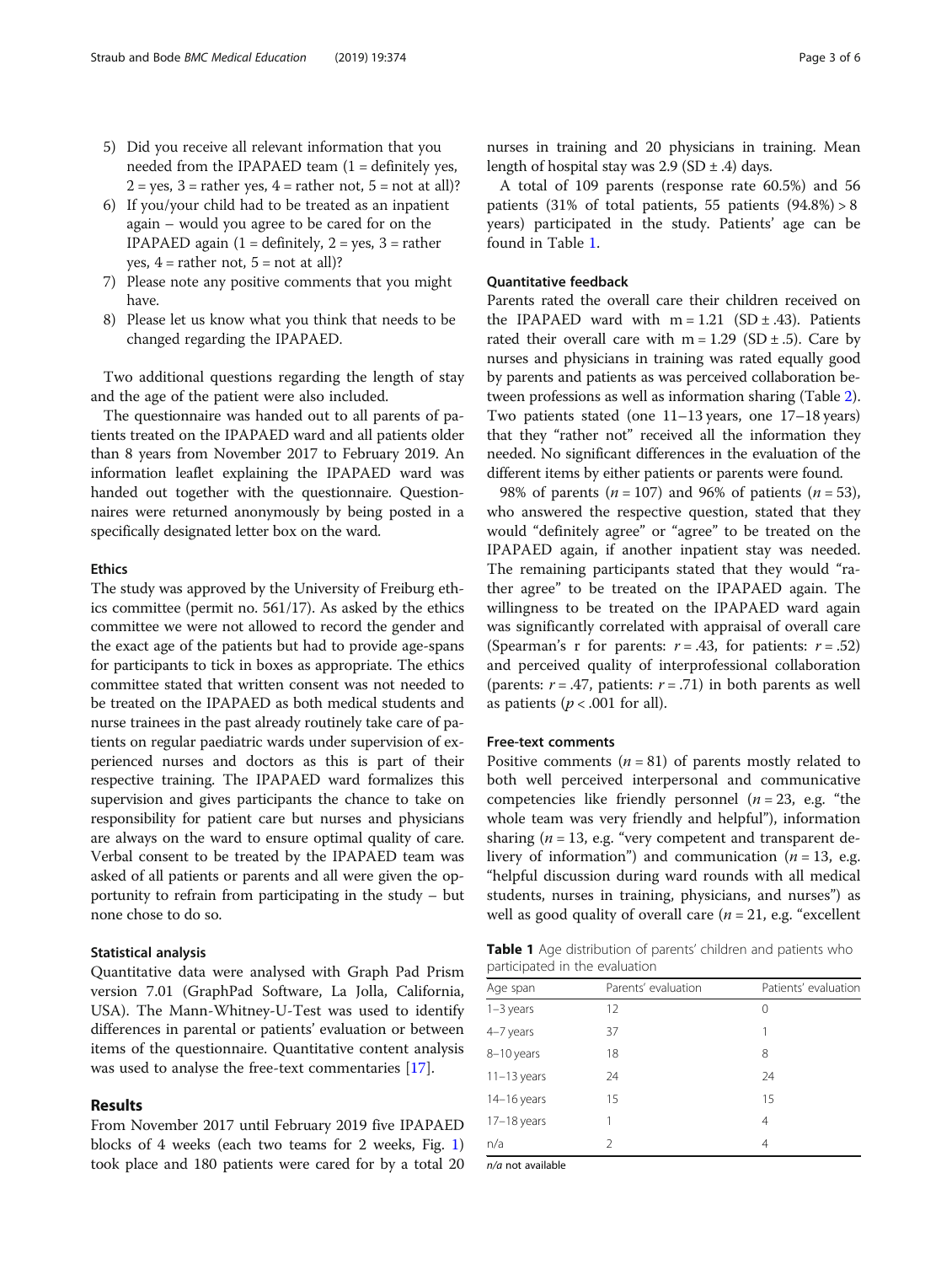5) Did you receive all relevant information that you needed from the IPAPAED team (1 = definitely yes, 2 = yes, 3 = rather yes, 4 = rather not, 5 = not at all)?
6) If you/your child had to be treated as an inpatient again – would you agree to be cared for on the IPAPAED again (1 = definitely, 2 = yes, 3 = rather yes, 4 = rather not, 5 = not at all)?
7) Please note any positive comments that you might have.
8) Please let us know what you think that needs to be changed regarding the IPAPAED.

Two additional questions regarding the length of stay and the age of the patient were also included.

The questionnaire was handed out to all parents of patients treated on the IPAPAED ward and all patients older than 8 years from November 2017 to February 2019. An information leaflet explaining the IPAPAED ward was handed out together with the questionnaire. Questionnaires were returned anonymously by being posted in a specifically designated letter box on the ward.

### Ethics

The study was approved by the University of Freiburg ethics committee (permit no. 561/17). As asked by the ethics committee we were not allowed to record the gender and the exact age of the patients but had to provide age-spans for participants to tick in boxes as appropriate. The ethics committee stated that written consent was not needed to be treated on the IPAPAED as both medical students and nurse trainees in the past already routinely take care of patients on regular paediatric wards under supervision of experienced nurses and doctors as this is part of their respective training. The IPAPAED ward formalizes this supervision and gives participants the chance to take on responsibility for patient care but nurses and physicians are always on the ward to ensure optimal quality of care. Verbal consent to be treated by the IPAPAED team was asked of all patients or parents and all were given the opportunity to refrain from participating in the study – but none chose to do so.

### Statistical analysis

Quantitative data were analysed with Graph Pad Prism version 7.01 (GraphPad Software, La Jolla, California, USA). The Mann-Whitney-U-Test was used to identify differences in parental or patients' evaluation or between items of the questionnaire. Quantitative content analysis was used to analyse the free-text commentaries [17].

## Results

From November 2017 until February 2019 five IPAPAED blocks of 4 weeks (each two teams for 2 weeks, Fig. 1) took place and 180 patients were cared for by a total 20 nurses in training and 20 physicians in training. Mean length of hospital stay was 2.9 (SD ± .4) days.

A total of 109 parents (response rate 60.5%) and 56 patients (31% of total patients, 55 patients (94.8%) > 8 years) participated in the study. Patients' age can be found in Table 1.

### Quantitative feedback

Parents rated the overall care their children received on the IPAPAED ward with m = 1.21 (SD ± .43). Patients rated their overall care with m = 1.29 (SD ± .5). Care by nurses and physicians in training was rated equally good by parents and patients as was perceived collaboration between professions as well as information sharing (Table 2). Two patients stated (one 11–13 years, one 17–18 years) that they "rather not" received all the information they needed. No significant differences in the evaluation of the different items by either patients or parents were found.

98% of parents ($n = 107$) and 96% of patients ($n = 53$), who answered the respective question, stated that they would "definitely agree" or "agree" to be treated on the IPAPAED again, if another inpatient stay was needed. The remaining participants stated that they would "rather agree" to be treated on the IPAPAED again. The willingness to be treated on the IPAPAED ward again was significantly correlated with appraisal of overall care (Spearman's r for parents: $r = .43$, for patients: $r = .52$) and perceived quality of interprofessional collaboration (parents: $r = .47$, patients: $r = .71$) in both parents as well as patients ($p < .001$ for all).

### Free-text comments

Positive comments ($n = 81$) of parents mostly related to both well perceived interpersonal and communicative competencies like friendly personnel ($n = 23$, e.g. "the whole team was very friendly and helpful"), information sharing ($n = 13$, e.g. "very competent and transparent delivery of information") and communication ($n = 13$, e.g. "helpful discussion during ward rounds with all medical students, nurses in training, physicians, and nurses") as well as good quality of overall care ($n = 21$, e.g. "excellent

**Table 1** Age distribution of parents' children and patients who participated in the evaluation

| Age span | Parents' evaluation | Patients' evaluation |
|---|---|---|
| 1–3 years | 12 | 0 |
| 4–7 years | 37 | 1 |
| 8–10 years | 18 | 8 |
| 11–13 years | 24 | 24 |
| 14–16 years | 15 | 15 |
| 17–18 years | 1 | 4 |
| n/a | 2 | 4 |

*n/a* not available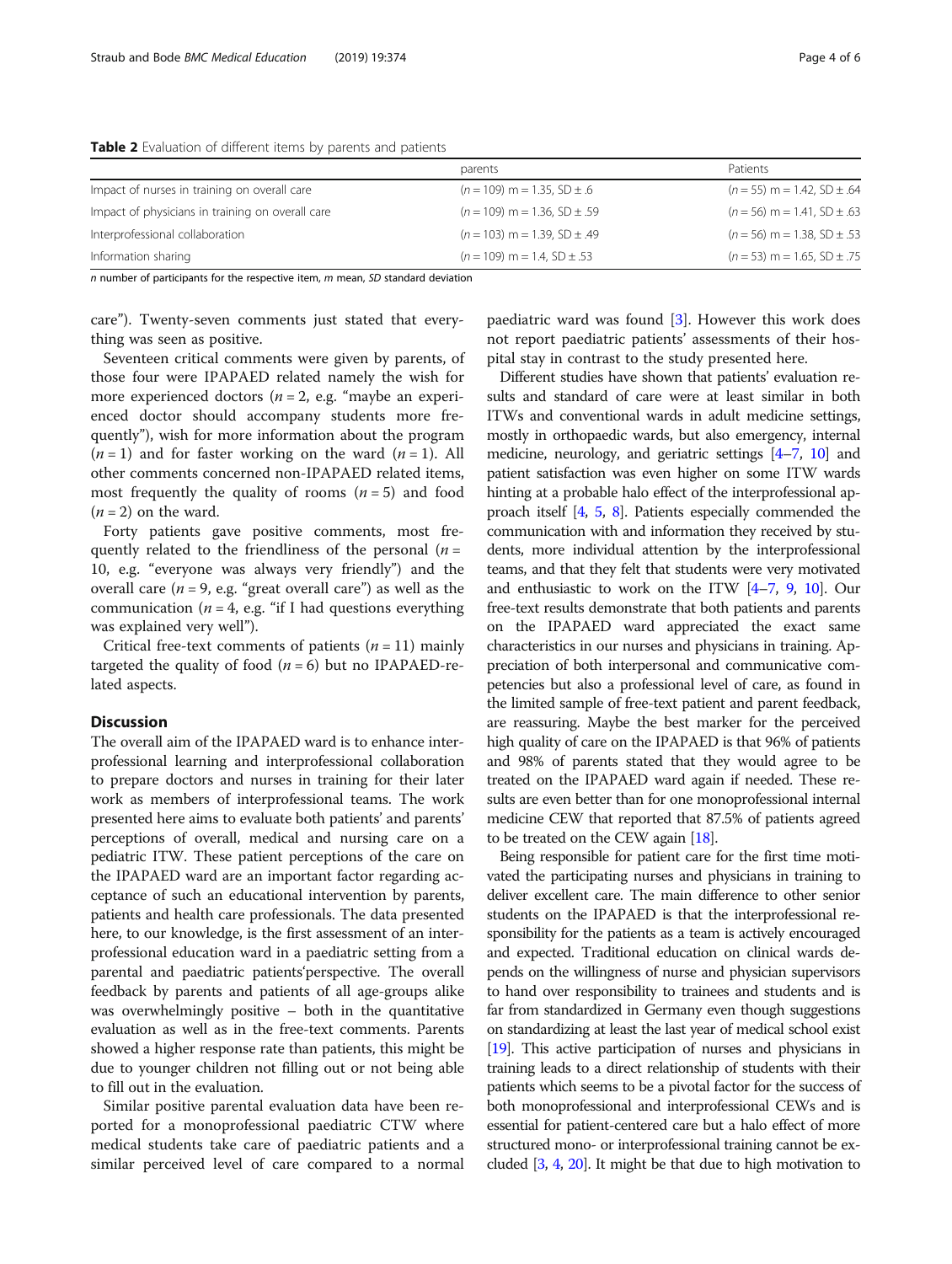**Table 2** Evaluation of different items by parents and patients

| | parents | Patients |
|---|---|---|
| Impact of nurses in training on overall care | ($n = 109$) m = 1.35, SD ± .6 | ($n = 55$) m = 1.42, SD ± .64 |
| Impact of physicians in training on overall care | ($n = 109$) m = 1.36, SD ± .59 | ($n = 56$) m = 1.41, SD ± .63 |
| Interprofessional collaboration | ($n = 103$) m = 1.39, SD ± .49 | ($n = 56$) m = 1.38, SD ± .53 |
| Information sharing | ($n = 109$) m = 1.4, SD ± .53 | ($n = 53$) m = 1.65, SD ± .75 |

*n* number of participants for the respective item, *m* mean, *SD* standard deviation

care"). Twenty-seven comments just stated that everything was seen as positive.

Seventeen critical comments were given by parents, of those four were IPAPAED related namely the wish for more experienced doctors ($n = 2$, e.g. "maybe an experienced doctor should accompany students more frequently"), wish for more information about the program ($n = 1$) and for faster working on the ward ($n = 1$). All other comments concerned non-IPAPAED related items, most frequently the quality of rooms ($n = 5$) and food ($n = 2$) on the ward.

Forty patients gave positive comments, most frequently related to the friendliness of the personal ($n = 10$, e.g. "everyone was always very friendly") and the overall care ($n = 9$, e.g. "great overall care") as well as the communication ($n = 4$, e.g. "if I had questions everything was explained very well").

Critical free-text comments of patients ($n = 11$) mainly targeted the quality of food ($n = 6$) but no IPAPAED-related aspects.

## Discussion

The overall aim of the IPAPAED ward is to enhance interprofessional learning and interprofessional collaboration to prepare doctors and nurses in training for their later work as members of interprofessional teams. The work presented here aims to evaluate both patients' and parents' perceptions of overall, medical and nursing care on a pediatric ITW. These patient perceptions of the care on the IPAPAED ward are an important factor regarding acceptance of such an educational intervention by parents, patients and health care professionals. The data presented here, to our knowledge, is the first assessment of an interprofessional education ward in a paediatric setting from a parental and paediatric patients'perspective. The overall feedback by parents and patients of all age-groups alike was overwhelmingly positive – both in the quantitative evaluation as well as in the free-text comments. Parents showed a higher response rate than patients, this might be due to younger children not filling out or not being able to fill out in the evaluation.

Similar positive parental evaluation data have been reported for a monoprofessional paediatric CTW where medical students take care of paediatric patients and a similar perceived level of care compared to a normal paediatric ward was found [3]. However this work does not report paediatric patients' assessments of their hospital stay in contrast to the study presented here.

Different studies have shown that patients' evaluation results and standard of care were at least similar in both ITWs and conventional wards in adult medicine settings, mostly in orthopaedic wards, but also emergency, internal medicine, neurology, and geriatric settings [4–7, 10] and patient satisfaction was even higher on some ITW wards hinting at a probable halo effect of the interprofessional approach itself [4, 5, 8]. Patients especially commended the communication with and information they received by students, more individual attention by the interprofessional teams, and that they felt that students were very motivated and enthusiastic to work on the ITW [4–7, 9, 10]. Our free-text results demonstrate that both patients and parents on the IPAPAED ward appreciated the exact same characteristics in our nurses and physicians in training. Appreciation of both interpersonal and communicative competencies but also a professional level of care, as found in the limited sample of free-text patient and parent feedback, are reassuring. Maybe the best marker for the perceived high quality of care on the IPAPAED is that 96% of patients and 98% of parents stated that they would agree to be treated on the IPAPAED ward again if needed. These results are even better than for one monoprofessional internal medicine CEW that reported that 87.5% of patients agreed to be treated on the CEW again [18].

Being responsible for patient care for the first time motivated the participating nurses and physicians in training to deliver excellent care. The main difference to other senior students on the IPAPAED is that the interprofessional responsibility for the patients as a team is actively encouraged and expected. Traditional education on clinical wards depends on the willingness of nurse and physician supervisors to hand over responsibility to trainees and students and is far from standardized in Germany even though suggestions on standardizing at least the last year of medical school exist [19]. This active participation of nurses and physicians in training leads to a direct relationship of students with their patients which seems to be a pivotal factor for the success of both monoprofessional and interprofessional CEWs and is essential for patient-centered care but a halo effect of more structured mono- or interprofessional training cannot be excluded [3, 4, 20]. It might be that due to high motivation to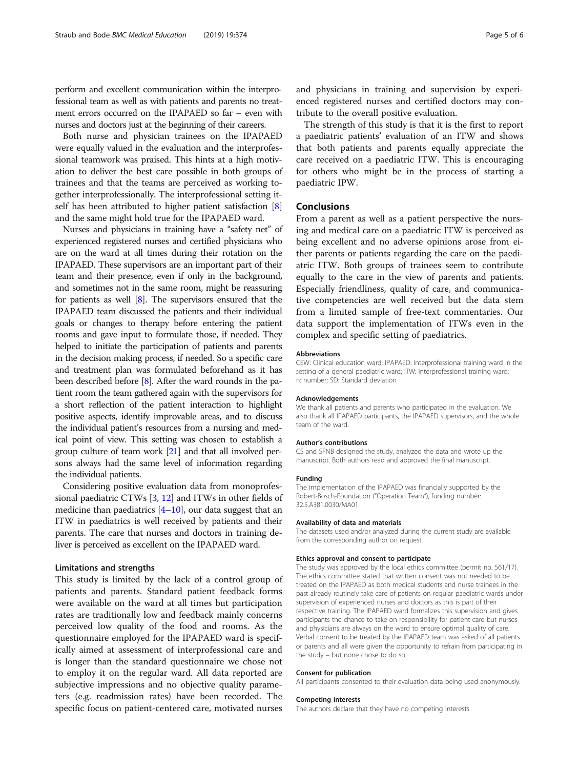perform and excellent communication within the interprofessional team as well as with patients and parents no treatment errors occurred on the IPAPAED so far – even with nurses and doctors just at the beginning of their careers.

Both nurse and physician trainees on the IPAPAED were equally valued in the evaluation and the interprofessional teamwork was praised. This hints at a high motivation to deliver the best care possible in both groups of trainees and that the teams are perceived as working together interprofessionally. The interprofessional setting itself has been attributed to higher patient satisfaction [8] and the same might hold true for the IPAPAED ward.

Nurses and physicians in training have a "safety net" of experienced registered nurses and certified physicians who are on the ward at all times during their rotation on the IPAPAED. These supervisors are an important part of their team and their presence, even if only in the background, and sometimes not in the same room, might be reassuring for patients as well [8]. The supervisors ensured that the IPAPAED team discussed the patients and their individual goals or changes to therapy before entering the patient rooms and gave input to formulate those, if needed. They helped to initiate the participation of patients and parents in the decision making process, if needed. So a specific care and treatment plan was formulated beforehand as it has been described before [8]. After the ward rounds in the patient room the team gathered again with the supervisors for a short reflection of the patient interaction to highlight positive aspects, identify improvable areas, and to discuss the individual patient's resources from a nursing and medical point of view. This setting was chosen to establish a group culture of team work [21] and that all involved persons always had the same level of information regarding the individual patients.

Considering positive evaluation data from monoprofessional paediatric CTWs [3, 12] and ITWs in other fields of medicine than paediatrics [4–10], our data suggest that an ITW in paediatrics is well received by patients and their parents. The care that nurses and doctors in training deliver is perceived as excellent on the IPAPAED ward.

### Limitations and strengths

This study is limited by the lack of a control group of patients and parents. Standard patient feedback forms were available on the ward at all times but participation rates are traditionally low and feedback mainly concerns perceived low quality of the food and rooms. As the questionnaire employed for the IPAPAED ward is specifically aimed at assessment of interprofessional care and is longer than the standard questionnaire we chose not to employ it on the regular ward. All data reported are subjective impressions and no objective quality parameters (e.g. readmission rates) have been recorded. The specific focus on patient-centered care, motivated nurses and physicians in training and supervision by experienced registered nurses and certified doctors may contribute to the overall positive evaluation.

The strength of this study is that it is the first to report a paediatric patients' evaluation of an ITW and shows that both patients and parents equally appreciate the care received on a paediatric ITW. This is encouraging for others who might be in the process of starting a paediatric IPW.

## Conclusions

From a parent as well as a patient perspective the nursing and medical care on a paediatric ITW is perceived as being excellent and no adverse opinions arose from either parents or patients regarding the care on the paediatric ITW. Both groups of trainees seem to contribute equally to the care in the view of parents and patients. Especially friendliness, quality of care, and communicative competencies are well received but the data stem from a limited sample of free-text commentaries. Our data support the implementation of ITWs even in the complex and specific setting of paediatrics.

#### Abbreviations

CEW: Clinical education ward; IPAPAED: Interprofessional training ward in the setting of a general paediatric ward; ITW: Interprofessional training ward; n: number; SD: Standard deviation

#### Acknowledgements

We thank all patients and parents who participated in the evaluation. We also thank all IPAPAED participants, the IPAPAED supervisors, and the whole team of the ward.

#### Author's contributions

CS and SFNB designed the study, analyzed the data and wrote up the manuscript. Both authors read and approved the final manuscript.

#### Funding

The implementation of the IPAPAED was financially supported by the Robert-Bosch-Foundation ("Operation Team"), funding number: 32.5.A381.0030/MA01.

#### Availability of data and materials

The datasets used and/or analyzed during the current study are available from the corresponding author on request.

#### Ethics approval and consent to participate

The study was approved by the local ethics committee (permit no. 561/17). The ethics committee stated that written consent was not needed to be treated on the IPAPAED as both medical students and nurse trainees in the past already routinely take care of patients on regular paediatric wards under supervision of experienced nurses and doctors as this is part of their respective training. The IPAPAED ward formalizes this supervision and gives participants the chance to take on responsibility for patient care but nurses and physicians are always on the ward to ensure optimal quality of care. Verbal consent to be treated by the IPAPAED team was asked of all patients or parents and all were given the opportunity to refrain from participating in the study – but none chose to do so.

#### Consent for publication

All participants consented to their evaluation data being used anonymously.

#### Competing interests

The authors declare that they have no competing interests.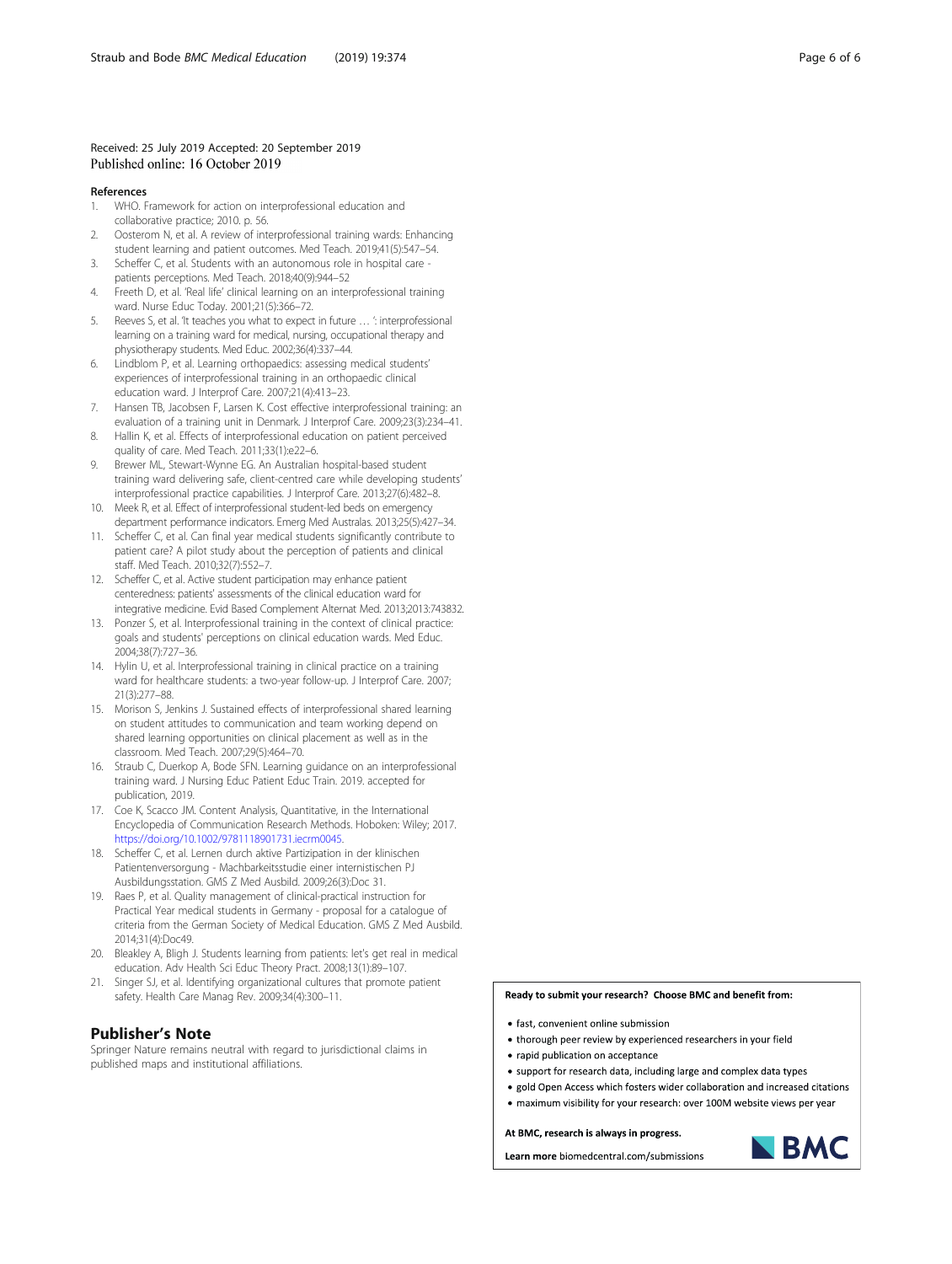Received: 25 July 2019 Accepted: 20 September 2019
Published online: 16 October 2019

## References

1. WHO. Framework for action on interprofessional education and collaborative practice; 2010. p. 56.
2. Oosterom N, et al. A review of interprofessional training wards: Enhancing student learning and patient outcomes. Med Teach. 2019;41(5):547–54.
3. Scheffer C, et al. Students with an autonomous role in hospital care - patients perceptions. Med Teach. 2018;40(9):944–52
4. Freeth D, et al. 'Real life' clinical learning on an interprofessional training ward. Nurse Educ Today. 2001;21(5):366–72.
5. Reeves S, et al. 'It teaches you what to expect in future … ': interprofessional learning on a training ward for medical, nursing, occupational therapy and physiotherapy students. Med Educ. 2002;36(4):337–44.
6. Lindblom P, et al. Learning orthopaedics: assessing medical students' experiences of interprofessional training in an orthopaedic clinical education ward. J Interprof Care. 2007;21(4):413–23.
7. Hansen TB, Jacobsen F, Larsen K. Cost effective interprofessional training: an evaluation of a training unit in Denmark. J Interprof Care. 2009;23(3):234–41.
8. Hallin K, et al. Effects of interprofessional education on patient perceived quality of care. Med Teach. 2011;33(1):e22–6.
9. Brewer ML, Stewart-Wynne EG. An Australian hospital-based student training ward delivering safe, client-centred care while developing students' interprofessional practice capabilities. J Interprof Care. 2013;27(6):482–8.
10. Meek R, et al. Effect of interprofessional student-led beds on emergency department performance indicators. Emerg Med Australas. 2013;25(5):427–34.
11. Scheffer C, et al. Can final year medical students significantly contribute to patient care? A pilot study about the perception of patients and clinical staff. Med Teach. 2010;32(7):552–7.
12. Scheffer C, et al. Active student participation may enhance patient centeredness: patients' assessments of the clinical education ward for integrative medicine. Evid Based Complement Alternat Med. 2013;2013:743832.
13. Ponzer S, et al. Interprofessional training in the context of clinical practice: goals and students' perceptions on clinical education wards. Med Educ. 2004;38(7):727–36.
14. Hylin U, et al. Interprofessional training in clinical practice on a training ward for healthcare students: a two-year follow-up. J Interprof Care. 2007; 21(3):277–88.
15. Morison S, Jenkins J. Sustained effects of interprofessional shared learning on student attitudes to communication and team working depend on shared learning opportunities on clinical placement as well as in the classroom. Med Teach. 2007;29(5):464–70.
16. Straub C, Duerkop A, Bode SFN. Learning guidance on an interprofessional training ward. J Nursing Educ Patient Educ Train. 2019. accepted for publication, 2019.
17. Coe K, Scacco JM. Content Analysis, Quantitative, in the International Encyclopedia of Communication Research Methods. Hoboken: Wiley; 2017. https://doi.org/10.1002/9781118901731.iecrm0045.
18. Scheffer C, et al. Lernen durch aktive Partizipation in der klinischen Patientenversorgung - Machbarkeitsstudie einer internistischen PJ Ausbildungsstation. GMS Z Med Ausbild. 2009;26(3):Doc 31.
19. Raes P, et al. Quality management of clinical-practical instruction for Practical Year medical students in Germany - proposal for a catalogue of criteria from the German Society of Medical Education. GMS Z Med Ausbild. 2014;31(4):Doc49.
20. Bleakley A, Bligh J. Students learning from patients: let's get real in medical education. Adv Health Sci Educ Theory Pract. 2008;13(1):89–107.
21. Singer SJ, et al. Identifying organizational cultures that promote patient safety. Health Care Manag Rev. 2009;34(4):300–11.

## Publisher's Note

Springer Nature remains neutral with regard to jurisdictional claims in published maps and institutional affiliations.

**Ready to submit your research? Choose BMC and benefit from:**

- fast, convenient online submission
- thorough peer review by experienced researchers in your field
- rapid publication on acceptance
- support for research data, including large and complex data types
- gold Open Access which fosters wider collaboration and increased citations
- maximum visibility for your research: over 100M website views per year

**At BMC, research is always in progress.**

**Learn more** biomedcentral.com/submissions